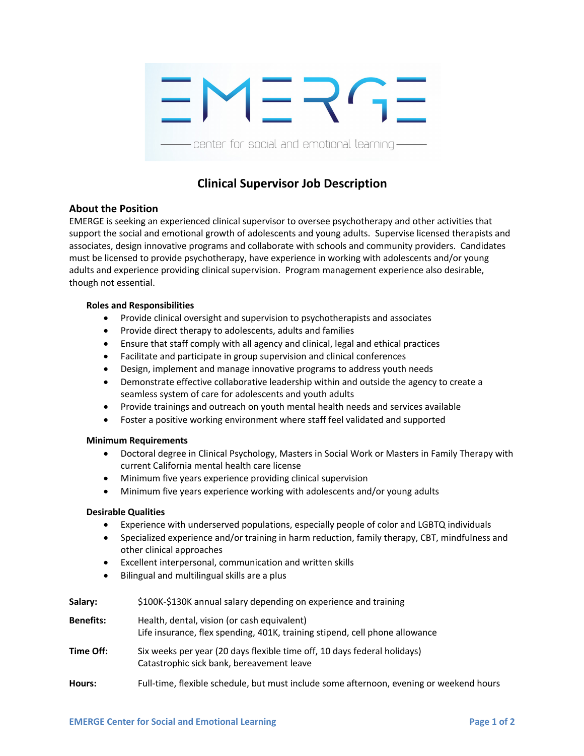# EMERGE

center for social and emotional learning

## Clinical Supervisor Job Description

### About the Position

EMERGE is seeking an experienced clinical supervisor to oversee psychotherapy and other activities that support the social and emotional growth of adolescents and young adults. Supervise licensed therapists and associates, design innovative programs and collaborate with schools and community providers. Candidates must be licensed to provide psychotherapy, have experience in working with adolescents and/or young adults and experience providing clinical supervision. Program management experience also desirable, though not essential.

**Roles and Responsibilities**

- Provide clinical oversight and supervision to psychotherapists and associates
- Provide direct therapy to adolescents, adults and families
- Ensure that staff comply with all agency and clinical, legal and ethical practices
- Facilitate and participate in group supervision and clinical conferences
- Design, implement and manage innovative programs to address youth needs
- Demonstrate effective collaborative leadership within and outside the agency to create a seamless system of care for adolescents and youth adults
- Provide trainings and outreach on youth mental health needs and services available
- Foster a positive working environment where staff feel validated and supported

**Minimum Requirements**

- Doctoral degree in Clinical Psychology, Masters in Social Work or Masters in Family Therapy with current California mental health care license
- Minimum five years experience providing clinical supervision
- Minimum five years experience working with adolescents and/or young adults

**Desirable Qualities**

- Experience with underserved populations, especially people of color and LGBTQ individuals
- Specialized experience and/or training in harm reduction, family therapy, CBT, mindfulness and other clinical approaches
- Excellent interpersonal, communication and written skills
- Bilingual and multilingual skills are a plus

**Salary:** $100K-$130K annual salary depending on experience and training

**Benefits:** Health, dental, vision (or cash equivalent)
Life insurance, flex spending, 401K, training stipend, cell phone allowance

**Time Off:** Six weeks per year (20 days flexible time off, 10 days federal holidays)
Catastrophic sick bank, bereavement leave

**Hours:** Full-time, flexible schedule, but must include some afternoon, evening or weekend hours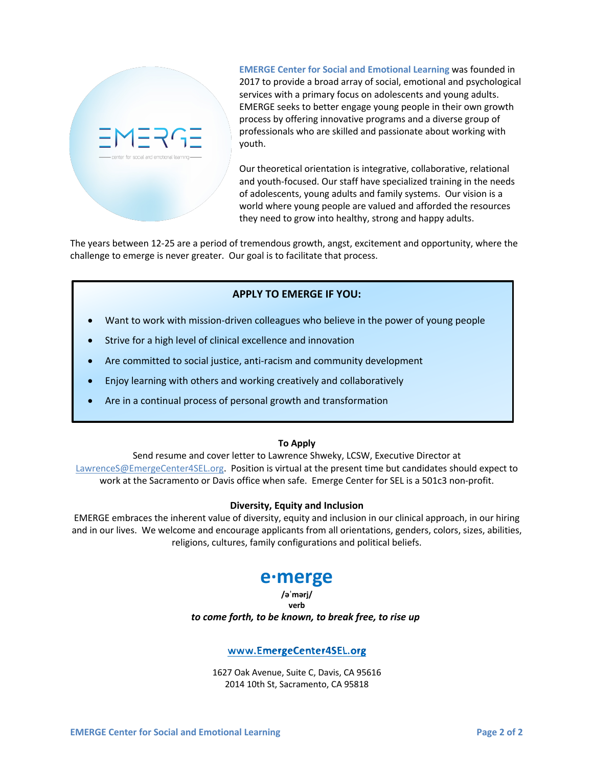**EMERGE Center for Social and Emotional Learning** was founded in 2017 to provide a broad array of social, emotional and psychological services with a primary focus on adolescents and young adults. EMERGE seeks to better engage young people in their own growth process by offering innovative programs and a diverse group of professionals who are skilled and passionate about working with youth.

Our theoretical orientation is integrative, collaborative, relational and youth-focused. Our staff have specialized training in the needs of adolescents, young adults and family systems. Our vision is a world where young people are valued and afforded the resources they need to grow into healthy, strong and happy adults.

The years between 12-25 are a period of tremendous growth, angst, excitement and opportunity, where the challenge to emerge is never greater. Our goal is to facilitate that process.

## APPLY TO EMERGE IF YOU:

- Want to work with mission-driven colleagues who believe in the power of young people
- Strive for a high level of clinical excellence and innovation
- Are committed to social justice, anti-racism and community development
- Enjoy learning with others and working creatively and collaboratively
- Are in a continual process of personal growth and transformation

**To Apply**

Send resume and cover letter to Lawrence Shweky, LCSW, Executive Director at LawrenceS@EmergeCenter4SEL.org. Position is virtual at the present time but candidates should expect to work at the Sacramento or Davis office when safe. Emerge Center for SEL is a 501c3 non-profit.

**Diversity, Equity and Inclusion**

EMERGE embraces the inherent value of diversity, equity and inclusion in our clinical approach, in our hiring and in our lives. We welcome and encourage applicants from all orientations, genders, colors, sizes, abilities, religions, cultures, family configurations and political beliefs.

**e·merge**

**/əˈmərj/**

**verb**

***to come forth, to be known, to break free, to rise up***

www.EmergeCenter4SEL.org

1627 Oak Avenue, Suite C, Davis, CA 95616
2014 10th St, Sacramento, CA 95818